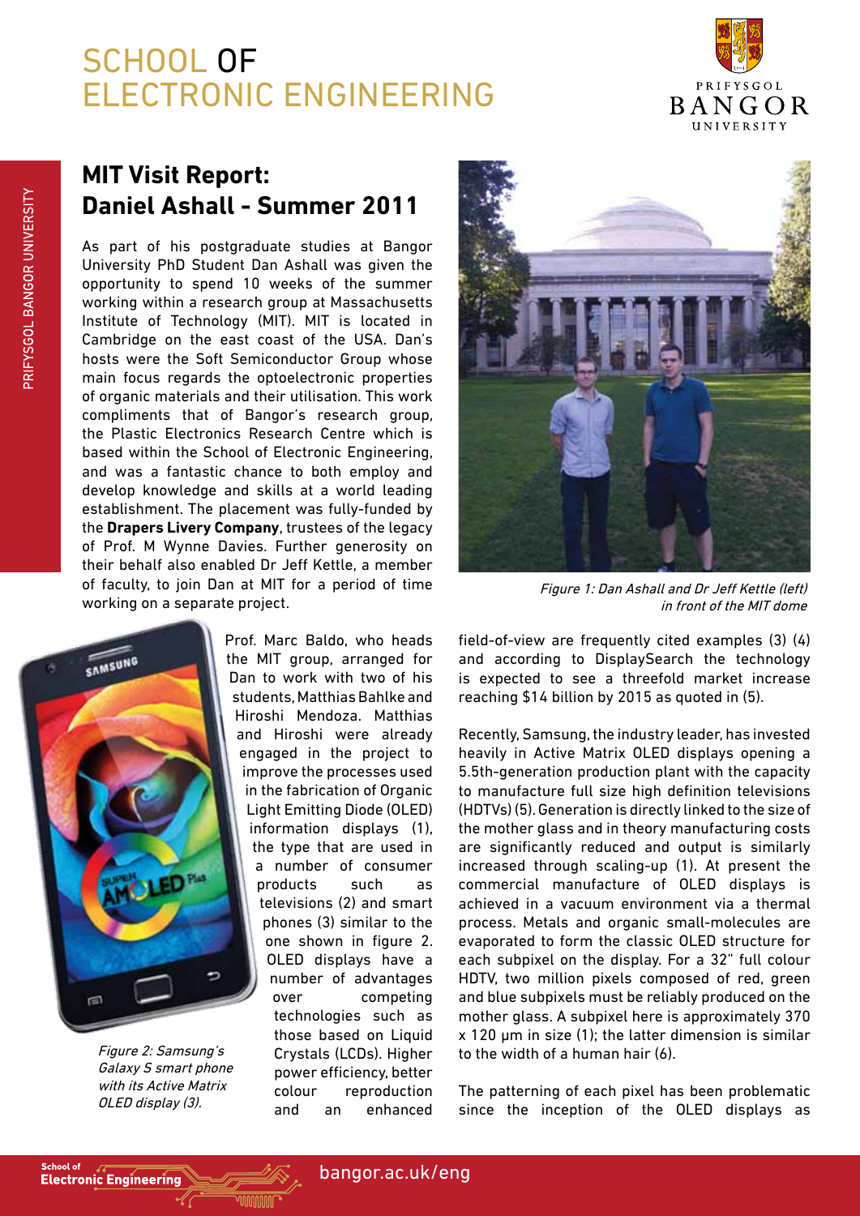# SCHOOL OF ELECTRONIC ENGINEERING

## MIT Visit Report: Daniel Ashall - Summer 2011

As part of his postgraduate studies at Bangor University PhD Student Dan Ashall was given the opportunity to spend 10 weeks of the summer working within a research group at Massachusetts Institute of Technology (MIT). MIT is located in Cambridge on the east coast of the USA. Dan's hosts were the Soft Semiconductor Group whose main focus regards the optoelectronic properties of organic materials and their utilisation. This work compliments that of Bangor's research group, the Plastic Electronics Research Centre which is based within the School of Electronic Engineering, and was a fantastic chance to both employ and develop knowledge and skills at a world leading establishment. The placement was fully-funded by the **Drapers Livery Company**, trustees of the legacy of Prof. M Wynne Davies. Further generosity on their behalf also enabled Dr Jeff Kettle, a member of faculty, to join Dan at MIT for a period of time working on a separate project.

*Figure 1: Dan Ashall and Dr Jeff Kettle (left) in front of the MIT dome*

Prof. Marc Baldo, who heads the MIT group, arranged for Dan to work with two of his students, Matthias Bahlke and Hiroshi Mendoza. Matthias and Hiroshi were already engaged in the project to improve the processes used in the fabrication of Organic Light Emitting Diode (OLED) information displays (1), the type that are used in a number of consumer products such as televisions (2) and smart phones (3) similar to the one shown in figure 2. OLED displays have a number of advantages over competing technologies such as those based on Liquid Crystals (LCDs). Higher power efficiency, better colour reproduction and an enhanced field-of-view are frequently cited examples (3) (4) and according to DisplaySearch the technology is expected to see a threefold market increase reaching $14 billion by 2015 as quoted in (5).

*Figure 2: Samsung's Galaxy S smart phone with its Active Matrix OLED display (3).*

Recently, Samsung, the industry leader, has invested heavily in Active Matrix OLED displays opening a 5.5th-generation production plant with the capacity to manufacture full size high definition televisions (HDTVs) (5). Generation is directly linked to the size of the mother glass and in theory manufacturing costs are significantly reduced and output is similarly increased through scaling-up (1). At present the commercial manufacture of OLED displays is achieved in a vacuum environment via a thermal process. Metals and organic small-molecules are evaporated to form the classic OLED structure for each subpixel on the display. For a 32" full colour HDTV, two million pixels composed of red, green and blue subpixels must be reliably produced on the mother glass. A subpixel here is approximately 370 x 120 μm in size (1); the latter dimension is similar to the width of a human hair (6).

The patterning of each pixel has been problematic since the inception of the OLED displays as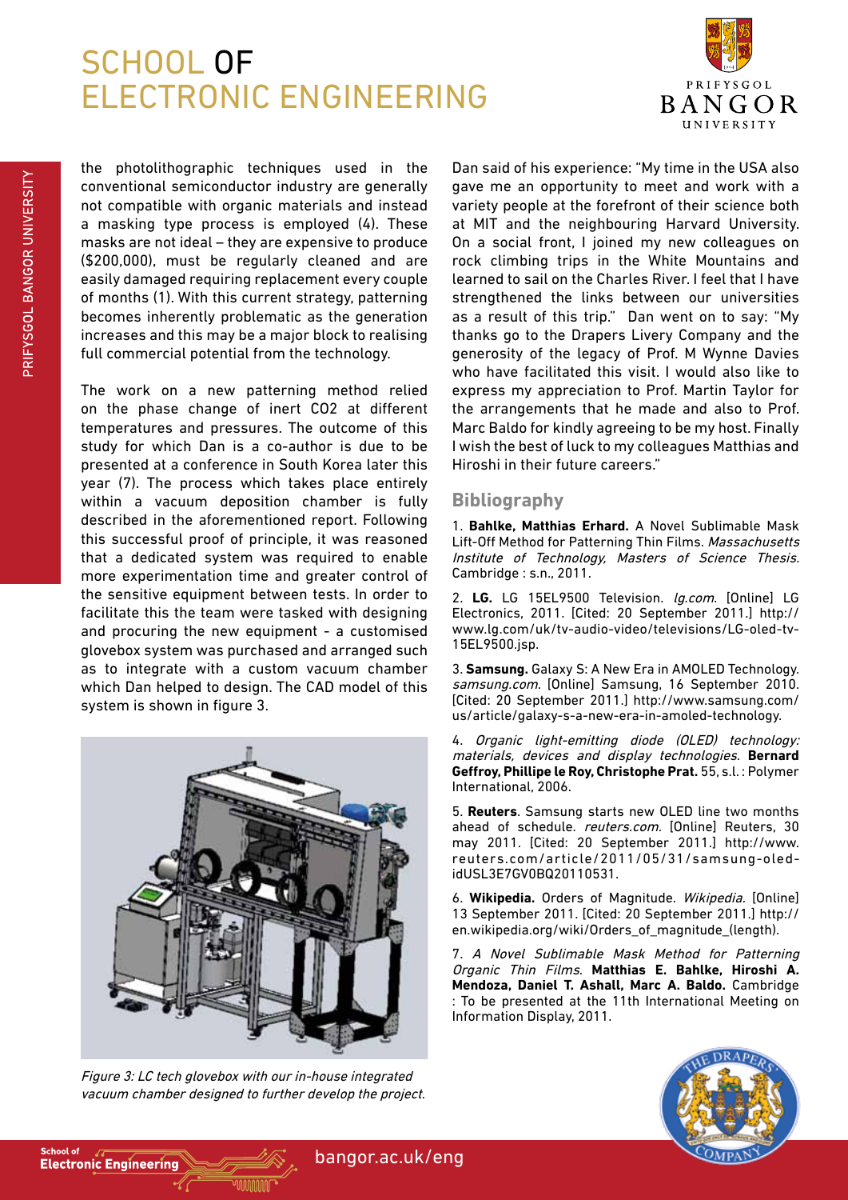# SCHOOL OF ELECTRONIC ENGINEERING

the photolithographic techniques used in the conventional semiconductor industry are generally not compatible with organic materials and instead a masking type process is employed (4). These masks are not ideal – they are expensive to produce ($200,000), must be regularly cleaned and are easily damaged requiring replacement every couple of months (1). With this current strategy, patterning becomes inherently problematic as the generation increases and this may be a major block to realising full commercial potential from the technology.

The work on a new patterning method relied on the phase change of inert $CO_2$ at different temperatures and pressures. The outcome of this study for which Dan is a co-author is due to be presented at a conference in South Korea later this year (7). The process which takes place entirely within a vacuum deposition chamber is fully described in the aforementioned report. Following this successful proof of principle, it was reasoned that a dedicated system was required to enable more experimentation time and greater control of the sensitive equipment between tests. In order to facilitate this the team were tasked with designing and procuring the new equipment - a customised glovebox system was purchased and arranged such as to integrate with a custom vacuum chamber which Dan helped to design. The CAD model of this system is shown in figure 3.

*Figure 3: LC tech glovebox with our in-house integrated vacuum chamber designed to further develop the project.*

Dan said of his experience: "My time in the USA also gave me an opportunity to meet and work with a variety people at the forefront of their science both at MIT and the neighbouring Harvard University. On a social front, I joined my new colleagues on rock climbing trips in the White Mountains and learned to sail on the Charles River. I feel that I have strengthened the links between our universities as a result of this trip." Dan went on to say: "My thanks go to the Drapers Livery Company and the generosity of the legacy of Prof. M Wynne Davies who have facilitated this visit. I would also like to express my appreciation to Prof. Martin Taylor for the arrangements that he made and also to Prof. Marc Baldo for kindly agreeing to be my host. Finally I wish the best of luck to my colleagues Matthias and Hiroshi in their future careers."

## Bibliography

1. **Bahlke, Matthias Erhard.** A Novel Sublimable Mask Lift-Off Method for Patterning Thin Films. *Massachusetts Institute of Technology, Masters of Science Thesis.* Cambridge : s.n., 2011.

2. **LG.** LG 15EL9500 Television. *lg.com*. [Online] LG Electronics, 2011. [Cited: 20 September 2011.] http://www.lg.com/uk/tv-audio-video/televisions/LG-oled-tv-15EL9500.jsp.

3. **Samsung.** Galaxy S: A New Era in AMOLED Technology. *samsung.com*. [Online] Samsung, 16 September 2010. [Cited: 20 September 2011.] http://www.samsung.com/us/article/galaxy-s-a-new-era-in-amoled-technology.

4. *Organic light-emitting diode (OLED) technology: materials, devices and display technologies*. **Bernard Geffroy, Phillipe le Roy, Christophe Prat.** 55, s.l. : Polymer International, 2006.

5. **Reuters**. Samsung starts new OLED line two months ahead of schedule. *reuters.com*. [Online] Reuters, 30 may 2011. [Cited: 20 September 2011.] http://www.reuters.com/article/2011/05/31/samsung-oled-idUSL3E7GV0BQ20110531.

6. **Wikipedia.** Orders of Magnitude. *Wikipedia*. [Online] 13 September 2011. [Cited: 20 September 2011.] http://en.wikipedia.org/wiki/Orders_of_magnitude_(length).

7. *A Novel Sublimable Mask Method for Patterning Organic Thin Films*. **Matthias E. Bahlke, Hiroshi A. Mendoza, Daniel T. Ashall, Marc A. Baldo.** Cambridge : To be presented at the 11th International Meeting on Information Display, 2011.